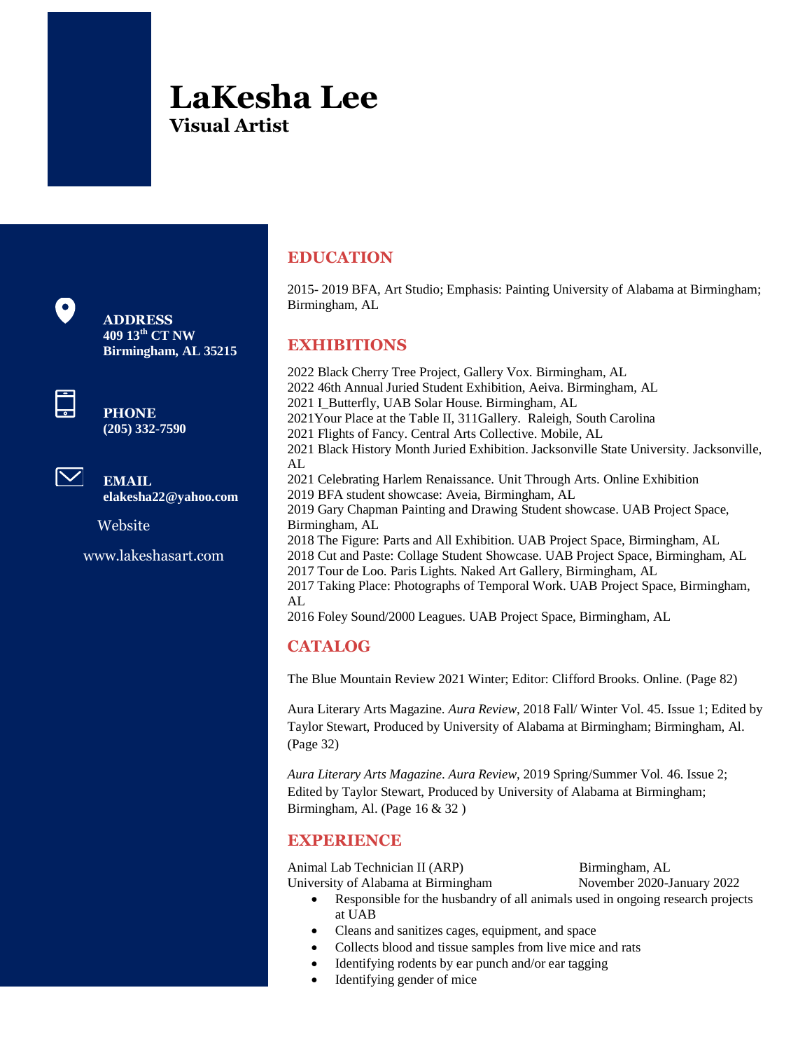# LaKesha Lee

## Visual Artist

**ADDRESS**
**409 13th CT NW**
**Birmingham, AL 35215**

**PHONE**
**(205) 332-7590**

**EMAIL**
**elakesha22@yahoo.com**

Website

www.lakeshasart.com

## EDUCATION

2015- 2019 BFA, Art Studio; Emphasis: Painting University of Alabama at Birmingham; Birmingham, AL

## EXHIBITIONS

2022 Black Cherry Tree Project, Gallery Vox. Birmingham, AL
2022 46th Annual Juried Student Exhibition, Aeiva. Birmingham, AL
2021 I_Butterfly, UAB Solar House. Birmingham, AL
2021Your Place at the Table II, 311Gallery. Raleigh, South Carolina
2021 Flights of Fancy. Central Arts Collective. Mobile, AL
2021 Black History Month Juried Exhibition. Jacksonville State University. Jacksonville, AL
2021 Celebrating Harlem Renaissance. Unit Through Arts. Online Exhibition
2019 BFA student showcase: Aveia, Birmingham, AL
2019 Gary Chapman Painting and Drawing Student showcase. UAB Project Space, Birmingham, AL
2018 The Figure: Parts and All Exhibition. UAB Project Space, Birmingham, AL
2018 Cut and Paste: Collage Student Showcase. UAB Project Space, Birmingham, AL
2017 Tour de Loo. Paris Lights. Naked Art Gallery, Birmingham, AL
2017 Taking Place: Photographs of Temporal Work. UAB Project Space, Birmingham, AL
2016 Foley Sound/2000 Leagues. UAB Project Space, Birmingham, AL

## CATALOG

The Blue Mountain Review 2021 Winter; Editor: Clifford Brooks. Online. (Page 82)

Aura Literary Arts Magazine. *Aura Review*, 2018 Fall/ Winter Vol. 45. Issue 1; Edited by Taylor Stewart, Produced by University of Alabama at Birmingham; Birmingham, Al. (Page 32)

*Aura Literary Arts Magazine*. *Aura Review*, 2019 Spring/Summer Vol. 46. Issue 2; Edited by Taylor Stewart, Produced by University of Alabama at Birmingham; Birmingham, Al. (Page 16 & 32 )

## EXPERIENCE

Animal Lab Technician II (ARP) — Birmingham, AL
University of Alabama at Birmingham — November 2020-January 2022

- Responsible for the husbandry of all animals used in ongoing research projects at UAB
- Cleans and sanitizes cages, equipment, and space
- Collects blood and tissue samples from live mice and rats
- Identifying rodents by ear punch and/or ear tagging
- Identifying gender of mice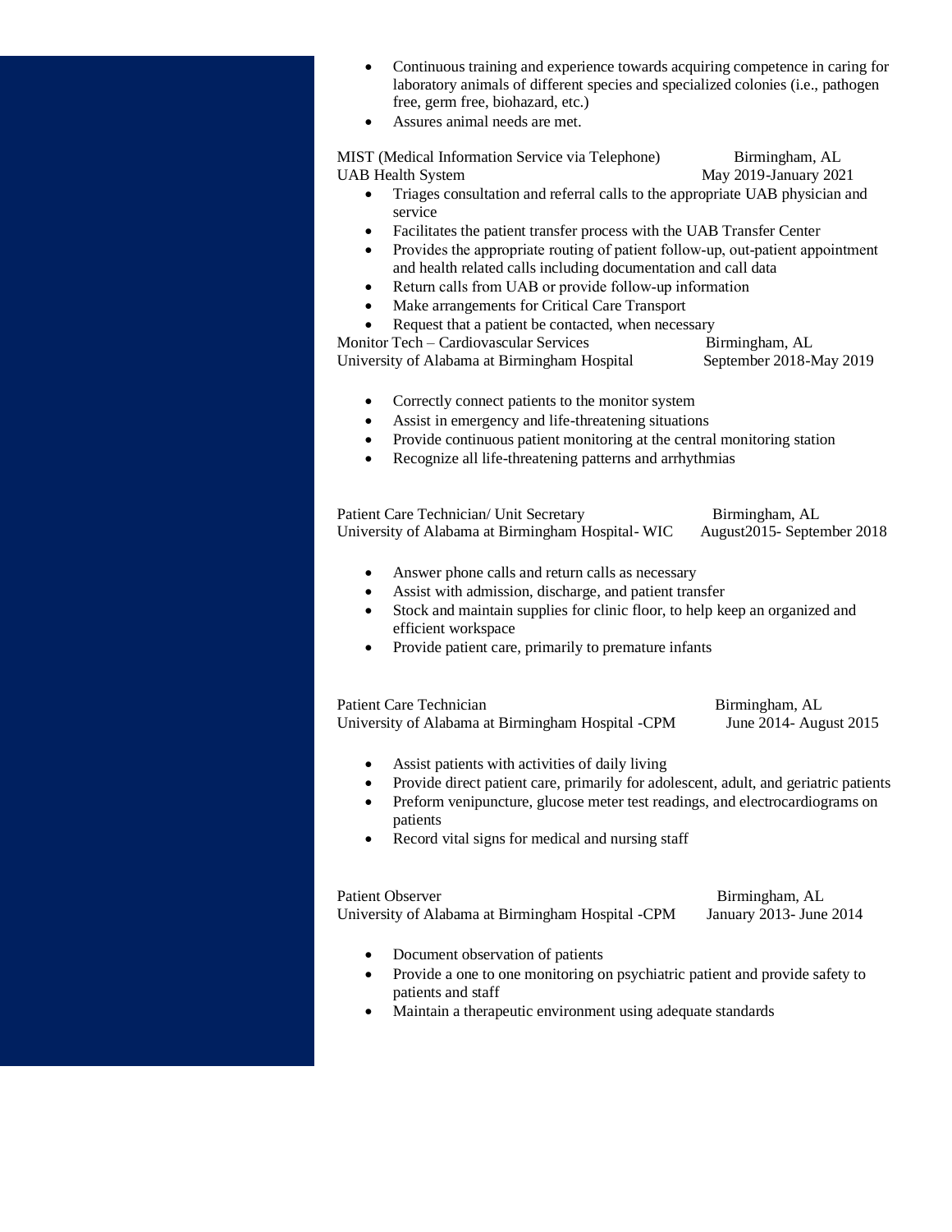- Continuous training and experience towards acquiring competence in caring for laboratory animals of different species and specialized colonies (i.e., pathogen free, germ free, biohazard, etc.)
- Assures animal needs are met.

MIST (Medical Information Service via Telephone) Birmingham, AL
UAB Health System May 2019-January 2021

- Triages consultation and referral calls to the appropriate UAB physician and service
- Facilitates the patient transfer process with the UAB Transfer Center
- Provides the appropriate routing of patient follow-up, out-patient appointment and health related calls including documentation and call data
- Return calls from UAB or provide follow-up information
- Make arrangements for Critical Care Transport
- Request that a patient be contacted, when necessary

Monitor Tech – Cardiovascular Services Birmingham, AL
University of Alabama at Birmingham Hospital September 2018-May 2019

- Correctly connect patients to the monitor system
- Assist in emergency and life-threatening situations
- Provide continuous patient monitoring at the central monitoring station
- Recognize all life-threatening patterns and arrhythmias

Patient Care Technician/ Unit Secretary Birmingham, AL
University of Alabama at Birmingham Hospital- WIC August2015- September 2018

- Answer phone calls and return calls as necessary
- Assist with admission, discharge, and patient transfer
- Stock and maintain supplies for clinic floor, to help keep an organized and efficient workspace
- Provide patient care, primarily to premature infants

Patient Care Technician Birmingham, AL
University of Alabama at Birmingham Hospital -CPM June 2014- August 2015

- Assist patients with activities of daily living
- Provide direct patient care, primarily for adolescent, adult, and geriatric patients
- Preform venipuncture, glucose meter test readings, and electrocardiograms on patients
- Record vital signs for medical and nursing staff

Patient Observer Birmingham, AL
University of Alabama at Birmingham Hospital -CPM January 2013- June 2014

- Document observation of patients
- Provide a one to one monitoring on psychiatric patient and provide safety to patients and staff
- Maintain a therapeutic environment using adequate standards